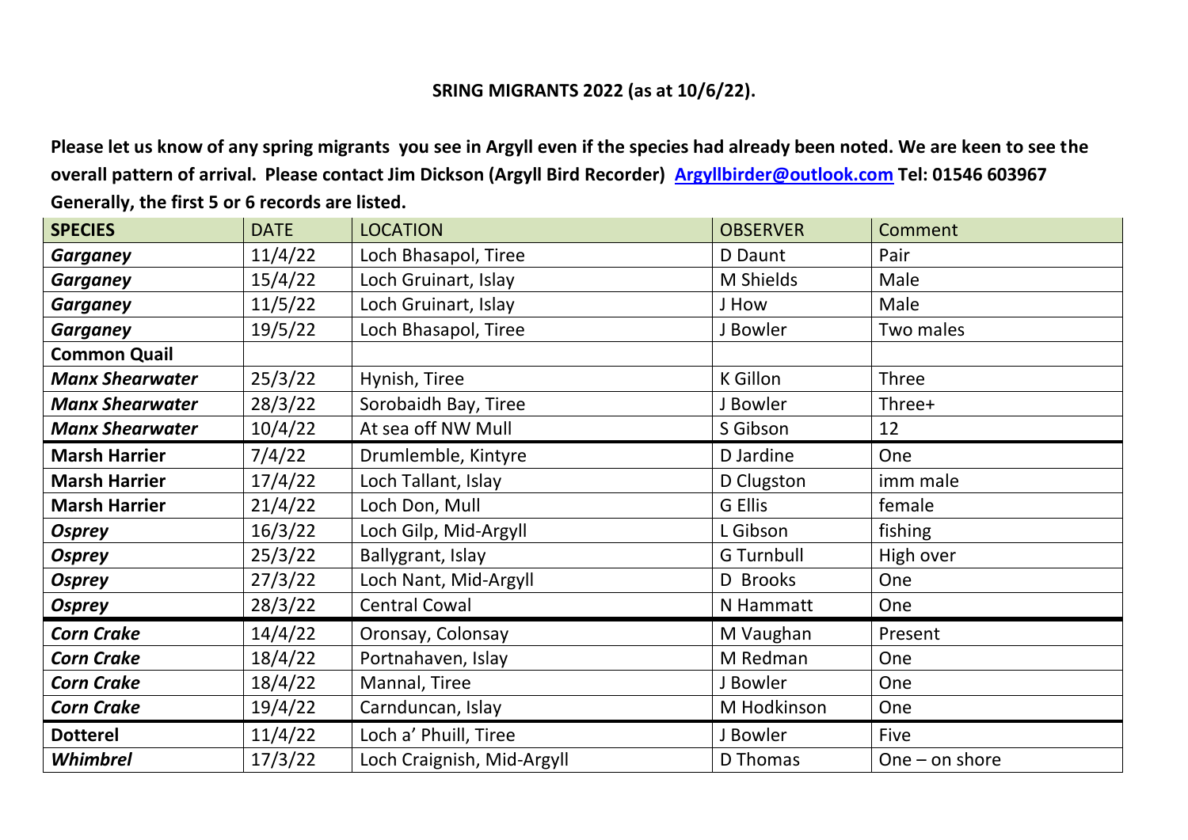**SRING MIGRANTS 2022 (as at 10/6/22).**

**Please let us know of any spring migrants you see in Argyll even if the species had already been noted. We are keen to see the overall pattern of arrival. Please contact Jim Dickson (Argyll Bird Recorder) [Argyllbirder@outlook.com](mailto:Argyllbirder@outlook.com) Tel: 01546 603967**
**Generally, the first 5 or 6 records are listed.**

| SPECIES | DATE | LOCATION | OBSERVER | Comment |
|---|---|---|---|---|
| ***Garganey*** | 11/4/22 | Loch Bhasapol, Tiree | D Daunt | Pair |
| ***Garganey*** | 15/4/22 | Loch Gruinart, Islay | M Shields | Male |
| ***Garganey*** | 11/5/22 | Loch Gruinart, Islay | J How | Male |
| ***Garganey*** | 19/5/22 | Loch Bhasapol, Tiree | J Bowler | Two males |
| **Common Quail** | | | | |
| ***Manx Shearwater*** | 25/3/22 | Hynish, Tiree | K Gillon | Three |
| ***Manx Shearwater*** | 28/3/22 | Sorobaidh Bay, Tiree | J Bowler | Three+ |
| ***Manx Shearwater*** | 10/4/22 | At sea off NW Mull | S Gibson | 12 |
| **Marsh Harrier** | 7/4/22 | Drumlemble, Kintyre | D Jardine | One |
| **Marsh Harrier** | 17/4/22 | Loch Tallant, Islay | D Clugston | imm male |
| **Marsh Harrier** | 21/4/22 | Loch Don, Mull | G Ellis | female |
| ***Osprey*** | 16/3/22 | Loch Gilp, Mid-Argyll | L Gibson | fishing |
| ***Osprey*** | 25/3/22 | Ballygrant, Islay | G Turnbull | High over |
| ***Osprey*** | 27/3/22 | Loch Nant, Mid-Argyll | D Brooks | One |
| ***Osprey*** | 28/3/22 | Central Cowal | N Hammatt | One |
| ***Corn Crake*** | 14/4/22 | Oronsay, Colonsay | M Vaughan | Present |
| ***Corn Crake*** | 18/4/22 | Portnahaven, Islay | M Redman | One |
| ***Corn Crake*** | 18/4/22 | Mannal, Tiree | J Bowler | One |
| ***Corn Crake*** | 19/4/22 | Carnduncan, Islay | M Hodkinson | One |
| **Dotterel** | 11/4/22 | Loch a' Phuill, Tiree | J Bowler | Five |
| ***Whimbrel*** | 17/3/22 | Loch Craignish, Mid-Argyll | D Thomas | One – on shore |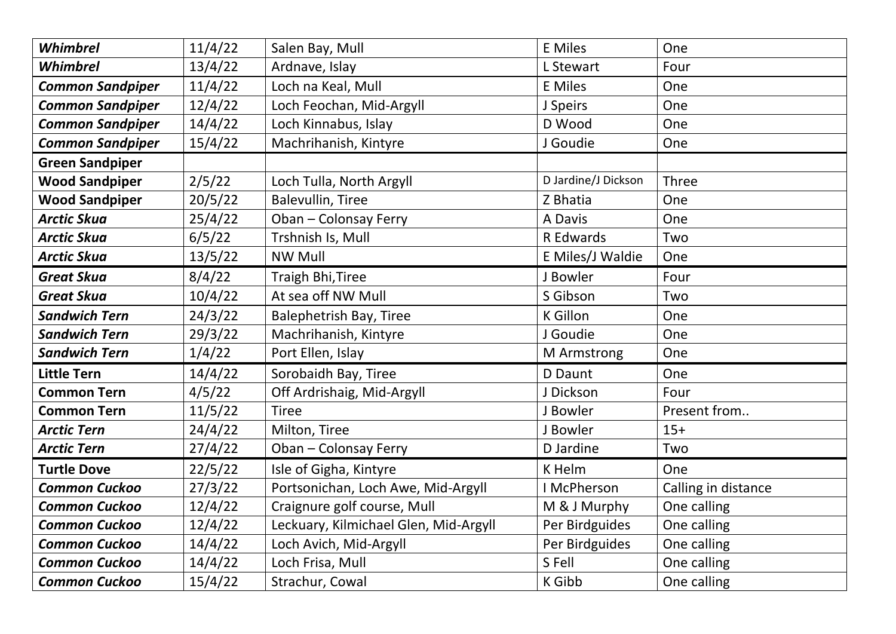| | | | | |
|---|---|---|---|---|
| ***Whimbrel*** | 11/4/22 | Salen Bay, Mull | E Miles | One |
| ***Whimbrel*** | 13/4/22 | Ardnave, Islay | L Stewart | Four |
| ***Common Sandpiper*** | 11/4/22 | Loch na Keal, Mull | E Miles | One |
| ***Common Sandpiper*** | 12/4/22 | Loch Feochan, Mid-Argyll | J Speirs | One |
| ***Common Sandpiper*** | 14/4/22 | Loch Kinnabus, Islay | D Wood | One |
| ***Common Sandpiper*** | 15/4/22 | Machrihanish, Kintyre | J Goudie | One |
| **Green Sandpiper** | | | | |
| **Wood Sandpiper** | 2/5/22 | Loch Tulla, North Argyll | D Jardine/J Dickson | Three |
| **Wood Sandpiper** | 20/5/22 | Balevullin, Tiree | Z Bhatia | One |
| ***Arctic Skua*** | 25/4/22 | Oban – Colonsay Ferry | A Davis | One |
| ***Arctic Skua*** | 6/5/22 | Trshnish Is, Mull | R Edwards | Two |
| ***Arctic Skua*** | 13/5/22 | NW Mull | E Miles/J Waldie | One |
| ***Great Skua*** | 8/4/22 | Traigh Bhi,Tiree | J Bowler | Four |
| ***Great Skua*** | 10/4/22 | At sea off NW Mull | S Gibson | Two |
| ***Sandwich Tern*** | 24/3/22 | Balephetrish Bay, Tiree | K Gillon | One |
| ***Sandwich Tern*** | 29/3/22 | Machrihanish, Kintyre | J Goudie | One |
| ***Sandwich Tern*** | 1/4/22 | Port Ellen, Islay | M Armstrong | One |
| **Little Tern** | 14/4/22 | Sorobaidh Bay, Tiree | D Daunt | One |
| **Common Tern** | 4/5/22 | Off Ardrishaig, Mid-Argyll | J Dickson | Four |
| **Common Tern** | 11/5/22 | Tiree | J Bowler | Present from.. |
| ***Arctic Tern*** | 24/4/22 | Milton, Tiree | J Bowler | 15+ |
| ***Arctic Tern*** | 27/4/22 | Oban – Colonsay Ferry | D Jardine | Two |
| **Turtle Dove** | 22/5/22 | Isle of Gigha, Kintyre | K Helm | One |
| ***Common Cuckoo*** | 27/3/22 | Portsonichan, Loch Awe, Mid-Argyll | I McPherson | Calling in distance |
| ***Common Cuckoo*** | 12/4/22 | Craignure golf course, Mull | M & J Murphy | One calling |
| ***Common Cuckoo*** | 12/4/22 | Leckuary, Kilmichael Glen, Mid-Argyll | Per Birdguides | One calling |
| ***Common Cuckoo*** | 14/4/22 | Loch Avich, Mid-Argyll | Per Birdguides | One calling |
| ***Common Cuckoo*** | 14/4/22 | Loch Frisa, Mull | S Fell | One calling |
| ***Common Cuckoo*** | 15/4/22 | Strachur, Cowal | K Gibb | One calling |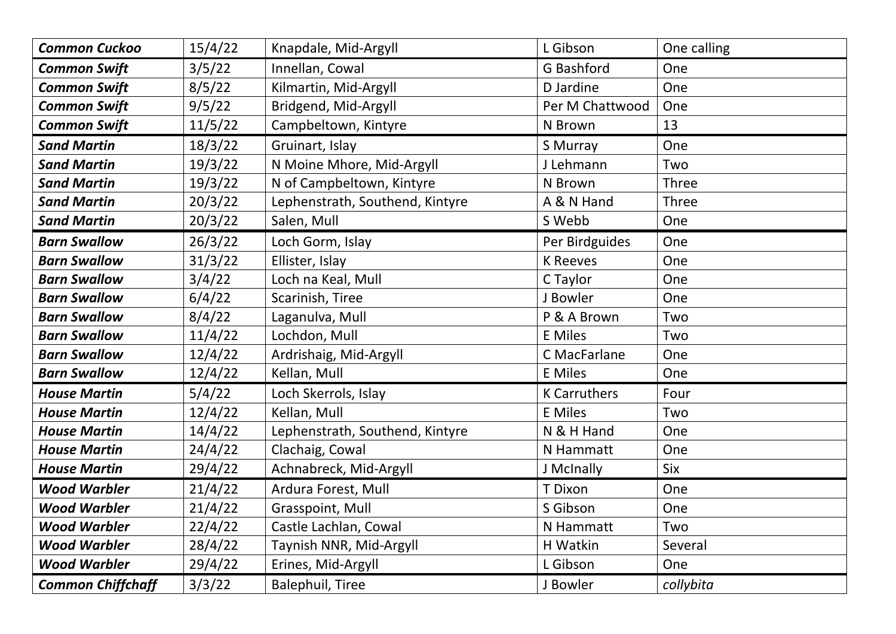| ***Common Cuckoo*** | 15/4/22 | Knapdale, Mid-Argyll | L Gibson | One calling |
|---|---|---|---|---|
| ***Common Swift*** | 3/5/22 | Innellan, Cowal | G Bashford | One |
| ***Common Swift*** | 8/5/22 | Kilmartin, Mid-Argyll | D Jardine | One |
| ***Common Swift*** | 9/5/22 | Bridgend, Mid-Argyll | Per M Chattwood | One |
| ***Common Swift*** | 11/5/22 | Campbeltown, Kintyre | N Brown | 13 |
| ***Sand Martin*** | 18/3/22 | Gruinart, Islay | S Murray | One |
| ***Sand Martin*** | 19/3/22 | N Moine Mhore, Mid-Argyll | J Lehmann | Two |
| ***Sand Martin*** | 19/3/22 | N of Campbeltown, Kintyre | N Brown | Three |
| ***Sand Martin*** | 20/3/22 | Lephenstrath, Southend, Kintyre | A & N Hand | Three |
| ***Sand Martin*** | 20/3/22 | Salen, Mull | S Webb | One |
| ***Barn Swallow*** | 26/3/22 | Loch Gorm, Islay | Per Birdguides | One |
| ***Barn Swallow*** | 31/3/22 | Ellister, Islay | K Reeves | One |
| ***Barn Swallow*** | 3/4/22 | Loch na Keal, Mull | C Taylor | One |
| ***Barn Swallow*** | 6/4/22 | Scarinish, Tiree | J Bowler | One |
| ***Barn Swallow*** | 8/4/22 | Laganulva, Mull | P & A Brown | Two |
| ***Barn Swallow*** | 11/4/22 | Lochdon, Mull | E Miles | Two |
| ***Barn Swallow*** | 12/4/22 | Ardrishaig, Mid-Argyll | C MacFarlane | One |
| ***Barn Swallow*** | 12/4/22 | Kellan, Mull | E Miles | One |
| ***House Martin*** | 5/4/22 | Loch Skerrols, Islay | K Carruthers | Four |
| ***House Martin*** | 12/4/22 | Kellan, Mull | E Miles | Two |
| ***House Martin*** | 14/4/22 | Lephenstrath, Southend, Kintyre | N & H Hand | One |
| ***House Martin*** | 24/4/22 | Clachaig, Cowal | N Hammatt | One |
| ***House Martin*** | 29/4/22 | Achnabreck, Mid-Argyll | J McInally | Six |
| ***Wood Warbler*** | 21/4/22 | Ardura Forest, Mull | T Dixon | One |
| ***Wood Warbler*** | 21/4/22 | Grasspoint, Mull | S Gibson | One |
| ***Wood Warbler*** | 22/4/22 | Castle Lachlan, Cowal | N Hammatt | Two |
| ***Wood Warbler*** | 28/4/22 | Taynish NNR, Mid-Argyll | H Watkin | Several |
| ***Wood Warbler*** | 29/4/22 | Erines, Mid-Argyll | L Gibson | One |
| ***Common Chiffchaff*** | 3/3/22 | Balephuil, Tiree | J Bowler | *collybita* |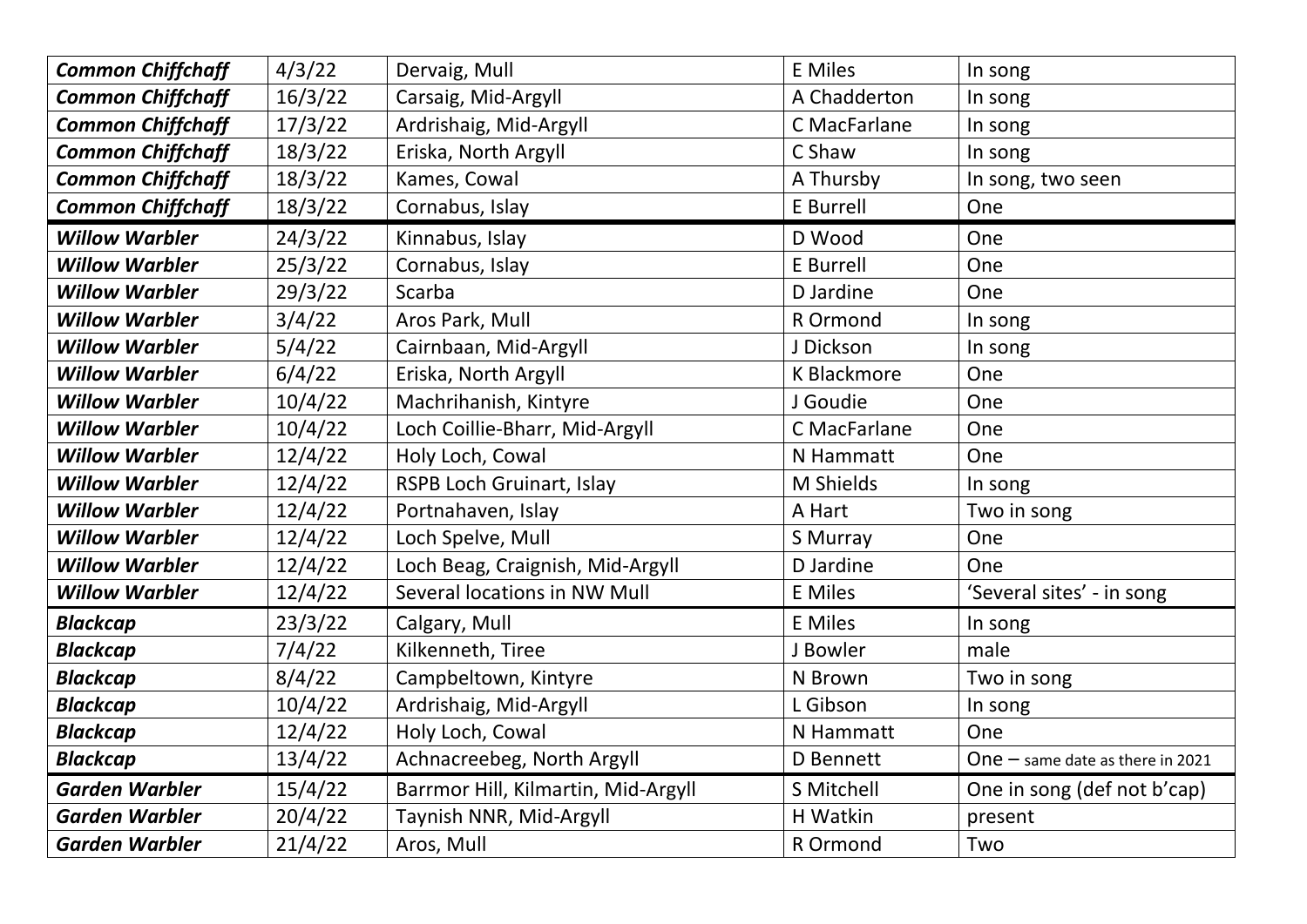| | | | | |
|---|---|---|---|---|
| ***Common Chiffchaff*** | 4/3/22 | Dervaig, Mull | E Miles | In song |
| ***Common Chiffchaff*** | 16/3/22 | Carsaig, Mid-Argyll | A Chadderton | In song |
| ***Common Chiffchaff*** | 17/3/22 | Ardrishaig, Mid-Argyll | C MacFarlane | In song |
| ***Common Chiffchaff*** | 18/3/22 | Eriska, North Argyll | C Shaw | In song |
| ***Common Chiffchaff*** | 18/3/22 | Kames, Cowal | A Thursby | In song, two seen |
| ***Common Chiffchaff*** | 18/3/22 | Cornabus, Islay | E Burrell | One |
| ***Willow Warbler*** | 24/3/22 | Kinnabus, Islay | D Wood | One |
| ***Willow Warbler*** | 25/3/22 | Cornabus, Islay | E Burrell | One |
| ***Willow Warbler*** | 29/3/22 | Scarba | D Jardine | One |
| ***Willow Warbler*** | 3/4/22 | Aros Park, Mull | R Ormond | In song |
| ***Willow Warbler*** | 5/4/22 | Cairnbaan, Mid-Argyll | J Dickson | In song |
| ***Willow Warbler*** | 6/4/22 | Eriska, North Argyll | K Blackmore | One |
| ***Willow Warbler*** | 10/4/22 | Machrihanish, Kintyre | J Goudie | One |
| ***Willow Warbler*** | 10/4/22 | Loch Coillie-Bharr, Mid-Argyll | C MacFarlane | One |
| ***Willow Warbler*** | 12/4/22 | Holy Loch, Cowal | N Hammatt | One |
| ***Willow Warbler*** | 12/4/22 | RSPB Loch Gruinart, Islay | M Shields | In song |
| ***Willow Warbler*** | 12/4/22 | Portnahaven, Islay | A Hart | Two in song |
| ***Willow Warbler*** | 12/4/22 | Loch Spelve, Mull | S Murray | One |
| ***Willow Warbler*** | 12/4/22 | Loch Beag, Craignish, Mid-Argyll | D Jardine | One |
| ***Willow Warbler*** | 12/4/22 | Several locations in NW Mull | E Miles | 'Several sites' - in song |
| ***Blackcap*** | 23/3/22 | Calgary, Mull | E Miles | In song |
| ***Blackcap*** | 7/4/22 | Kilkenneth, Tiree | J Bowler | male |
| ***Blackcap*** | 8/4/22 | Campbeltown, Kintyre | N Brown | Two in song |
| ***Blackcap*** | 10/4/22 | Ardrishaig, Mid-Argyll | L Gibson | In song |
| ***Blackcap*** | 12/4/22 | Holy Loch, Cowal | N Hammatt | One |
| ***Blackcap*** | 13/4/22 | Achnacreebeg, North Argyll | D Bennett | One – same date as there in 2021 |
| ***Garden Warbler*** | 15/4/22 | Barrmor Hill, Kilmartin, Mid-Argyll | S Mitchell | One in song (def not b'cap) |
| ***Garden Warbler*** | 20/4/22 | Taynish NNR, Mid-Argyll | H Watkin | present |
| ***Garden Warbler*** | 21/4/22 | Aros, Mull | R Ormond | Two |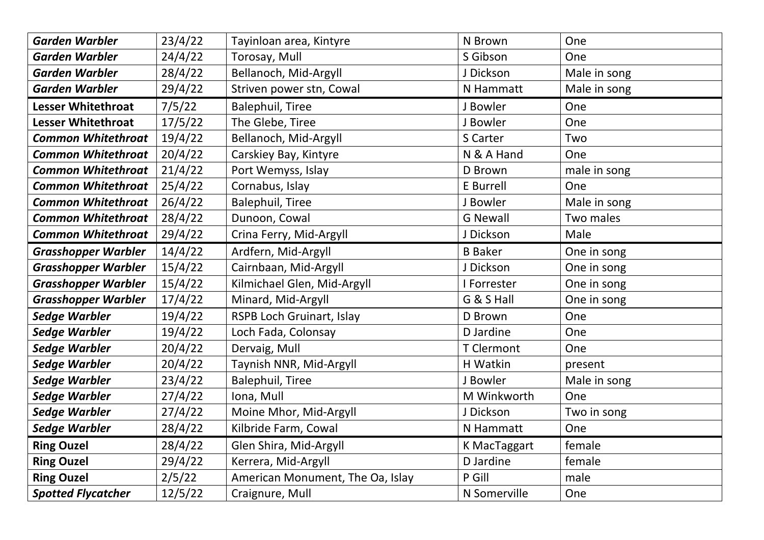| | | | | |
|---|---|---|---|---|
| ***Garden Warbler*** | 23/4/22 | Tayinloan area, Kintyre | N Brown | One |
| ***Garden Warbler*** | 24/4/22 | Torosay, Mull | S Gibson | One |
| ***Garden Warbler*** | 28/4/22 | Bellanoch, Mid-Argyll | J Dickson | Male in song |
| ***Garden Warbler*** | 29/4/22 | Striven power stn, Cowal | N Hammatt | Male in song |
| **Lesser Whitethroat** | 7/5/22 | Balephuil, Tiree | J Bowler | One |
| **Lesser Whitethroat** | 17/5/22 | The Glebe, Tiree | J Bowler | One |
| ***Common Whitethroat*** | 19/4/22 | Bellanoch, Mid-Argyll | S Carter | Two |
| ***Common Whitethroat*** | 20/4/22 | Carskiey Bay, Kintyre | N & A Hand | One |
| ***Common Whitethroat*** | 21/4/22 | Port Wemyss, Islay | D Brown | male in song |
| ***Common Whitethroat*** | 25/4/22 | Cornabus, Islay | E Burrell | One |
| ***Common Whitethroat*** | 26/4/22 | Balephuil, Tiree | J Bowler | Male in song |
| ***Common Whitethroat*** | 28/4/22 | Dunoon, Cowal | G Newall | Two males |
| ***Common Whitethroat*** | 29/4/22 | Crina Ferry, Mid-Argyll | J Dickson | Male |
| ***Grasshopper Warbler*** | 14/4/22 | Ardfern, Mid-Argyll | B Baker | One in song |
| ***Grasshopper Warbler*** | 15/4/22 | Cairnbaan, Mid-Argyll | J Dickson | One in song |
| ***Grasshopper Warbler*** | 15/4/22 | Kilmichael Glen, Mid-Argyll | I Forrester | One in song |
| ***Grasshopper Warbler*** | 17/4/22 | Minard, Mid-Argyll | G & S Hall | One in song |
| ***Sedge Warbler*** | 19/4/22 | RSPB Loch Gruinart, Islay | D Brown | One |
| ***Sedge Warbler*** | 19/4/22 | Loch Fada, Colonsay | D Jardine | One |
| ***Sedge Warbler*** | 20/4/22 | Dervaig, Mull | T Clermont | One |
| ***Sedge Warbler*** | 20/4/22 | Taynish NNR, Mid-Argyll | H Watkin | present |
| ***Sedge Warbler*** | 23/4/22 | Balephuil, Tiree | J Bowler | Male in song |
| ***Sedge Warbler*** | 27/4/22 | Iona, Mull | M Winkworth | One |
| ***Sedge Warbler*** | 27/4/22 | Moine Mhor, Mid-Argyll | J Dickson | Two in song |
| ***Sedge Warbler*** | 28/4/22 | Kilbride Farm, Cowal | N Hammatt | One |
| **Ring Ouzel** | 28/4/22 | Glen Shira, Mid-Argyll | K MacTaggart | female |
| **Ring Ouzel** | 29/4/22 | Kerrera, Mid-Argyll | D Jardine | female |
| **Ring Ouzel** | 2/5/22 | American Monument, The Oa, Islay | P Gill | male |
| ***Spotted Flycatcher*** | 12/5/22 | Craignure, Mull | N Somerville | One |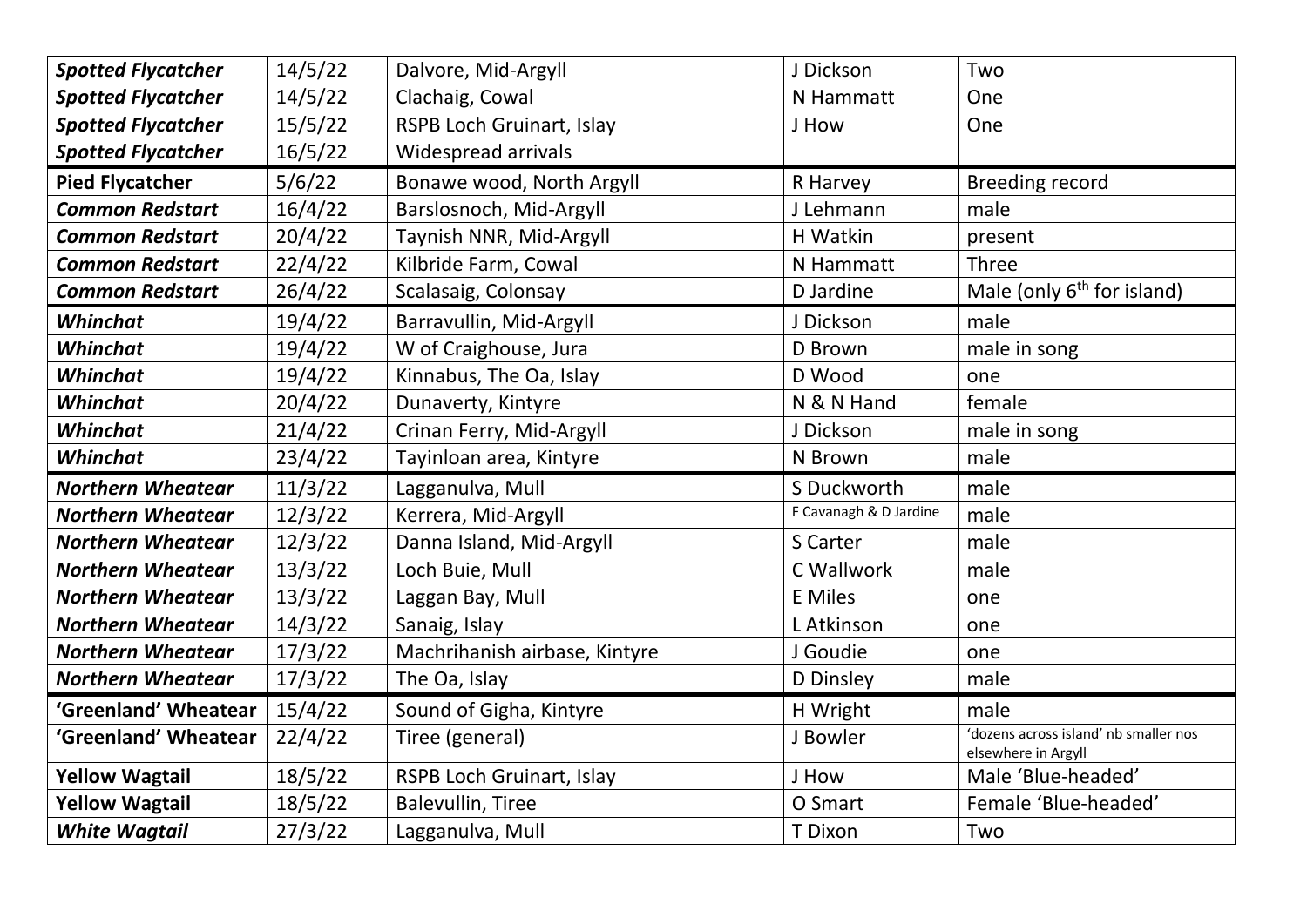| | | | | |
|---|---|---|---|---|
| ***Spotted Flycatcher*** | 14/5/22 | Dalvore, Mid-Argyll | J Dickson | Two |
| ***Spotted Flycatcher*** | 14/5/22 | Clachaig, Cowal | N Hammatt | One |
| ***Spotted Flycatcher*** | 15/5/22 | RSPB Loch Gruinart, Islay | J How | One |
| ***Spotted Flycatcher*** | 16/5/22 | Widespread arrivals | | |
| **Pied Flycatcher** | 5/6/22 | Bonawe wood, North Argyll | R Harvey | Breeding record |
| ***Common Redstart*** | 16/4/22 | Barslosnoch, Mid-Argyll | J Lehmann | male |
| ***Common Redstart*** | 20/4/22 | Taynish NNR, Mid-Argyll | H Watkin | present |
| ***Common Redstart*** | 22/4/22 | Kilbride Farm, Cowal | N Hammatt | Three |
| ***Common Redstart*** | 26/4/22 | Scalasaig, Colonsay | D Jardine | Male (only 6th for island) |
| ***Whinchat*** | 19/4/22 | Barravullin, Mid-Argyll | J Dickson | male |
| ***Whinchat*** | 19/4/22 | W of Craighouse, Jura | D Brown | male in song |
| ***Whinchat*** | 19/4/22 | Kinnabus, The Oa, Islay | D Wood | one |
| ***Whinchat*** | 20/4/22 | Dunaverty, Kintyre | N & N Hand | female |
| ***Whinchat*** | 21/4/22 | Crinan Ferry, Mid-Argyll | J Dickson | male in song |
| ***Whinchat*** | 23/4/22 | Tayinloan area, Kintyre | N Brown | male |
| ***Northern Wheatear*** | 11/3/22 | Lagganulva, Mull | S Duckworth | male |
| ***Northern Wheatear*** | 12/3/22 | Kerrera, Mid-Argyll | F Cavanagh & D Jardine | male |
| ***Northern Wheatear*** | 12/3/22 | Danna Island, Mid-Argyll | S Carter | male |
| ***Northern Wheatear*** | 13/3/22 | Loch Buie, Mull | C Wallwork | male |
| ***Northern Wheatear*** | 13/3/22 | Laggan Bay, Mull | E Miles | one |
| ***Northern Wheatear*** | 14/3/22 | Sanaig, Islay | L Atkinson | one |
| ***Northern Wheatear*** | 17/3/22 | Machrihanish airbase, Kintyre | J Goudie | one |
| ***Northern Wheatear*** | 17/3/22 | The Oa, Islay | D Dinsley | male |
| **'Greenland' Wheatear** | 15/4/22 | Sound of Gigha, Kintyre | H Wright | male |
| **'Greenland' Wheatear** | 22/4/22 | Tiree (general) | J Bowler | 'dozens across island' nb smaller nos elsewhere in Argyll |
| **Yellow Wagtail** | 18/5/22 | RSPB Loch Gruinart, Islay | J How | Male 'Blue-headed' |
| **Yellow Wagtail** | 18/5/22 | Balevullin, Tiree | O Smart | Female 'Blue-headed' |
| ***White Wagtail*** | 27/3/22 | Lagganulva, Mull | T Dixon | Two |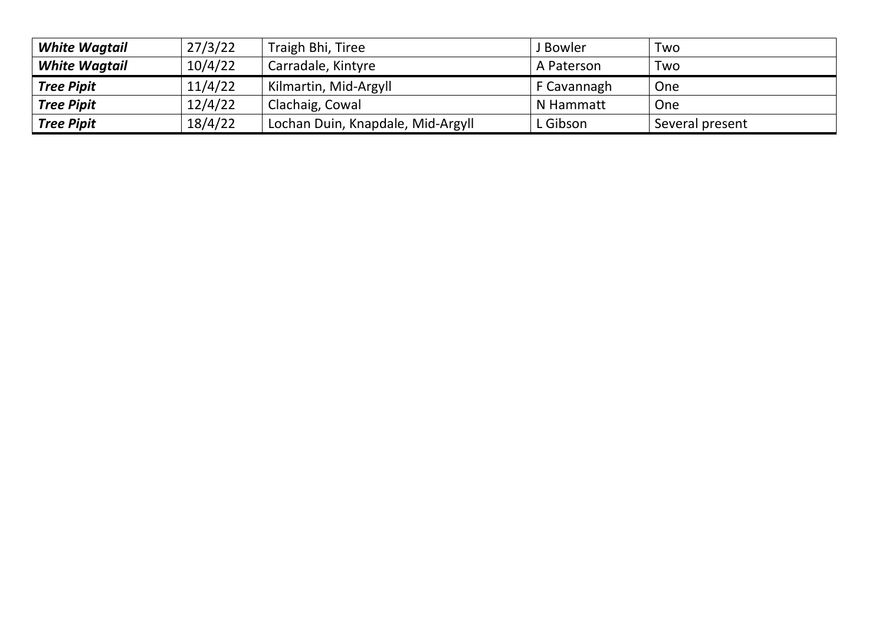| | | | | |
|---|---|---|---|---|
| ***White Wagtail*** | 27/3/22 | Traigh Bhi, Tiree | J Bowler | Two |
| ***White Wagtail*** | 10/4/22 | Carradale, Kintyre | A Paterson | Two |
| ***Tree Pipit*** | 11/4/22 | Kilmartin, Mid-Argyll | F Cavannagh | One |
| ***Tree Pipit*** | 12/4/22 | Clachaig, Cowal | N Hammatt | One |
| ***Tree Pipit*** | 18/4/22 | Lochan Duin, Knapdale, Mid-Argyll | L Gibson | Several present |